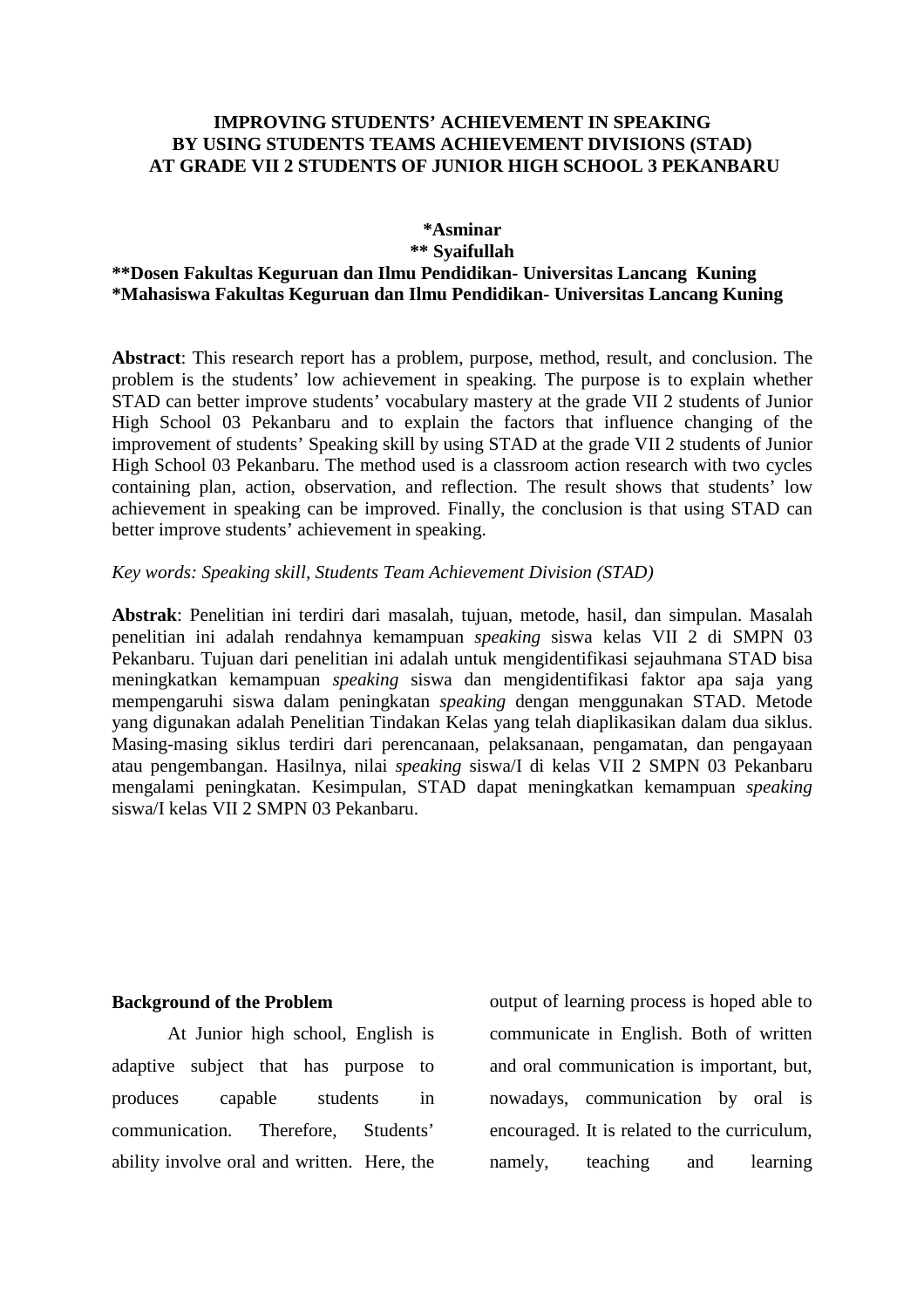# IMPROVING STUDENTS' ACHIEVEMENT IN SPEAKING BY USING STUDENTS TEAMS ACHIEVEMENT DIVISIONS (STAD) AT GRADE VII 2 STUDENTS OF JUNIOR HIGH SCHOOL 3 PEKANBARU

**\*Asminar**
**\*\* Syaifullah**
**\*\*Dosen Fakultas Keguruan dan Ilmu Pendidikan- Universitas Lancang Kuning**
**\*Mahasiswa Fakultas Keguruan dan Ilmu Pendidikan- Universitas Lancang Kuning**

**Abstract**: This research report has a problem, purpose, method, result, and conclusion. The problem is the students' low achievement in speaking. The purpose is to explain whether STAD can better improve students' vocabulary mastery at the grade VII 2 students of Junior High School 03 Pekanbaru and to explain the factors that influence changing of the improvement of students' Speaking skill by using STAD at the grade VII 2 students of Junior High School 03 Pekanbaru. The method used is a classroom action research with two cycles containing plan, action, observation, and reflection. The result shows that students' low achievement in speaking can be improved. Finally, the conclusion is that using STAD can better improve students' achievement in speaking.

*Key words: Speaking skill, Students Team Achievement Division (STAD)*

**Abstrak**: Penelitian ini terdiri dari masalah, tujuan, metode, hasil, dan simpulan. Masalah penelitian ini adalah rendahnya kemampuan *speaking* siswa kelas VII 2 di SMPN 03 Pekanbaru. Tujuan dari penelitian ini adalah untuk mengidentifikasi sejauhmana STAD bisa meningkatkan kemampuan *speaking* siswa dan mengidentifikasi faktor apa saja yang mempengaruhi siswa dalam peningkatan *speaking* dengan menggunakan STAD. Metode yang digunakan adalah Penelitian Tindakan Kelas yang telah diaplikasikan dalam dua siklus. Masing-masing siklus terdiri dari perencanaan, pelaksanaan, pengamatan, dan pengayaan atau pengembangan. Hasilnya, nilai *speaking* siswa/I di kelas VII 2 SMPN 03 Pekanbaru mengalami peningkatan. Kesimpulan, STAD dapat meningkatkan kemampuan *speaking* siswa/I kelas VII 2 SMPN 03 Pekanbaru.

## Background of the Problem

At Junior high school, English is adaptive subject that has purpose to produces capable students in communication. Therefore, Students' ability involve oral and written. Here, the output of learning process is hoped able to communicate in English. Both of written and oral communication is important, but, nowadays, communication by oral is encouraged. It is related to the curriculum, namely, teaching and learning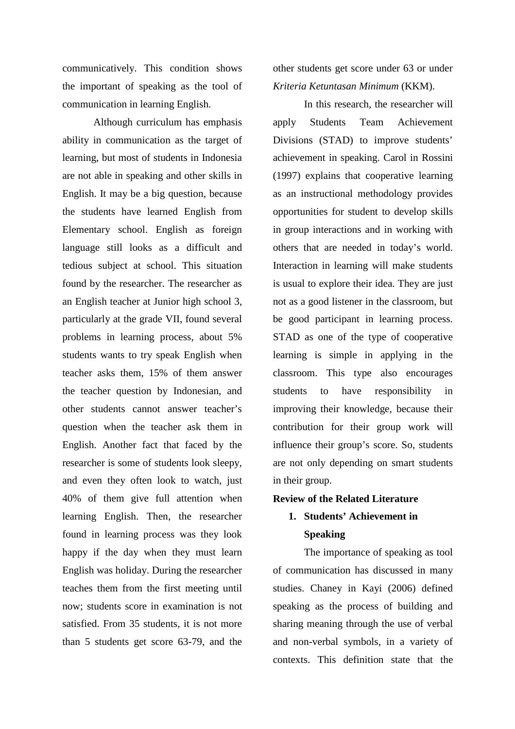communicatively. This condition shows the important of speaking as the tool of communication in learning English.

Although curriculum has emphasis ability in communication as the target of learning, but most of students in Indonesia are not able in speaking and other skills in English. It may be a big question, because the students have learned English from Elementary school. English as foreign language still looks as a difficult and tedious subject at school. This situation found by the researcher. The researcher as an English teacher at Junior high school 3, particularly at the grade VII, found several problems in learning process, about 5% students wants to try speak English when teacher asks them, 15% of them answer the teacher question by Indonesian, and other students cannot answer teacher's question when the teacher ask them in English. Another fact that faced by the researcher is some of students look sleepy, and even they often look to watch, just 40% of them give full attention when learning English. Then, the researcher found in learning process was they look happy if the day when they must learn English was holiday. During the researcher teaches them from the first meeting until now; students score in examination is not satisfied. From 35 students, it is not more than 5 students get score 63-79, and the other students get score under 63 or under *Kriteria Ketuntasan Minimum* (KKM).

In this research, the researcher will apply Students Team Achievement Divisions (STAD) to improve students' achievement in speaking. Carol in Rossini (1997) explains that cooperative learning as an instructional methodology provides opportunities for student to develop skills in group interactions and in working with others that are needed in today's world. Interaction in learning will make students is usual to explore their idea. They are just not as a good listener in the classroom, but be good participant in learning process. STAD as one of the type of cooperative learning is simple in applying in the classroom. This type also encourages students to have responsibility in improving their knowledge, because their contribution for their group work will influence their group's score. So, students are not only depending on smart students in their group.

## Review of the Related Literature

### 1. Students' Achievement in Speaking

The importance of speaking as tool of communication has discussed in many studies. Chaney in Kayi (2006) defined speaking as the process of building and sharing meaning through the use of verbal and non-verbal symbols, in a variety of contexts. This definition state that the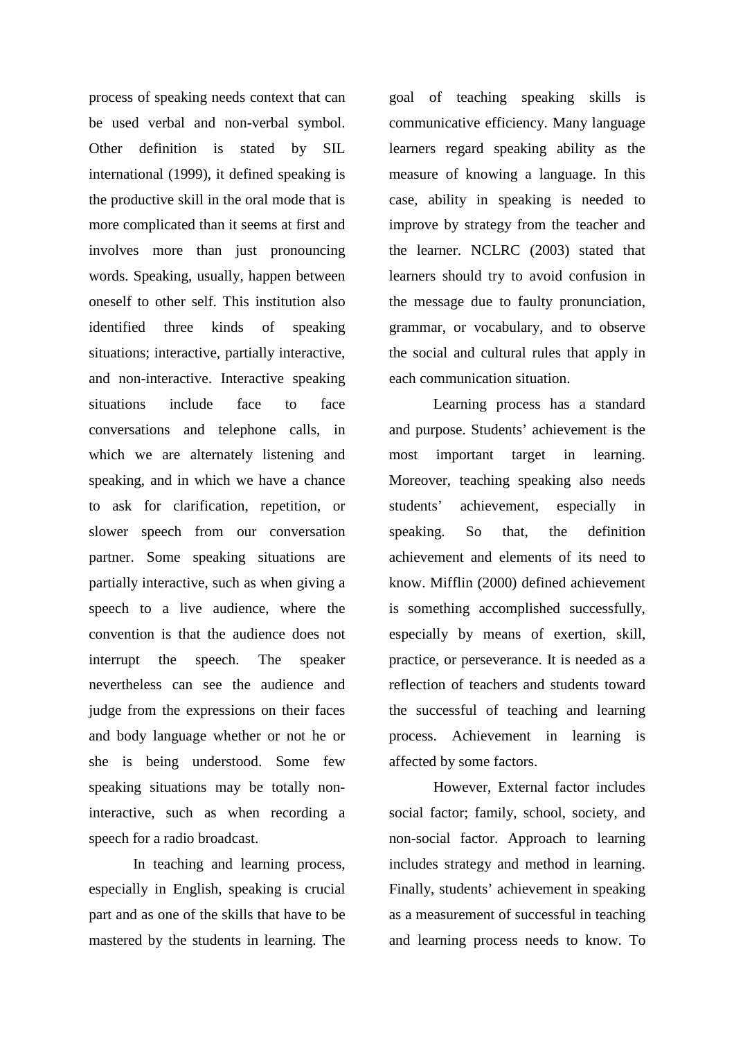process of speaking needs context that can be used verbal and non-verbal symbol. Other definition is stated by SIL international (1999), it defined speaking is the productive skill in the oral mode that is more complicated than it seems at first and involves more than just pronouncing words. Speaking, usually, happen between oneself to other self. This institution also identified three kinds of speaking situations; interactive, partially interactive, and non-interactive. Interactive speaking situations include face to face conversations and telephone calls, in which we are alternately listening and speaking, and in which we have a chance to ask for clarification, repetition, or slower speech from our conversation partner. Some speaking situations are partially interactive, such as when giving a speech to a live audience, where the convention is that the audience does not interrupt the speech. The speaker nevertheless can see the audience and judge from the expressions on their faces and body language whether or not he or she is being understood. Some few speaking situations may be totally non-interactive, such as when recording a speech for a radio broadcast.

In teaching and learning process, especially in English, speaking is crucial part and as one of the skills that have to be mastered by the students in learning. The goal of teaching speaking skills is communicative efficiency. Many language learners regard speaking ability as the measure of knowing a language. In this case, ability in speaking is needed to improve by strategy from the teacher and the learner. NCLRC (2003) stated that learners should try to avoid confusion in the message due to faulty pronunciation, grammar, or vocabulary, and to observe the social and cultural rules that apply in each communication situation.

Learning process has a standard and purpose. Students' achievement is the most important target in learning. Moreover, teaching speaking also needs students' achievement, especially in speaking. So that, the definition achievement and elements of its need to know. Mifflin (2000) defined achievement is something accomplished successfully, especially by means of exertion, skill, practice, or perseverance. It is needed as a reflection of teachers and students toward the successful of teaching and learning process. Achievement in learning is affected by some factors.

However, External factor includes social factor; family, school, society, and non-social factor. Approach to learning includes strategy and method in learning. Finally, students' achievement in speaking as a measurement of successful in teaching and learning process needs to know. To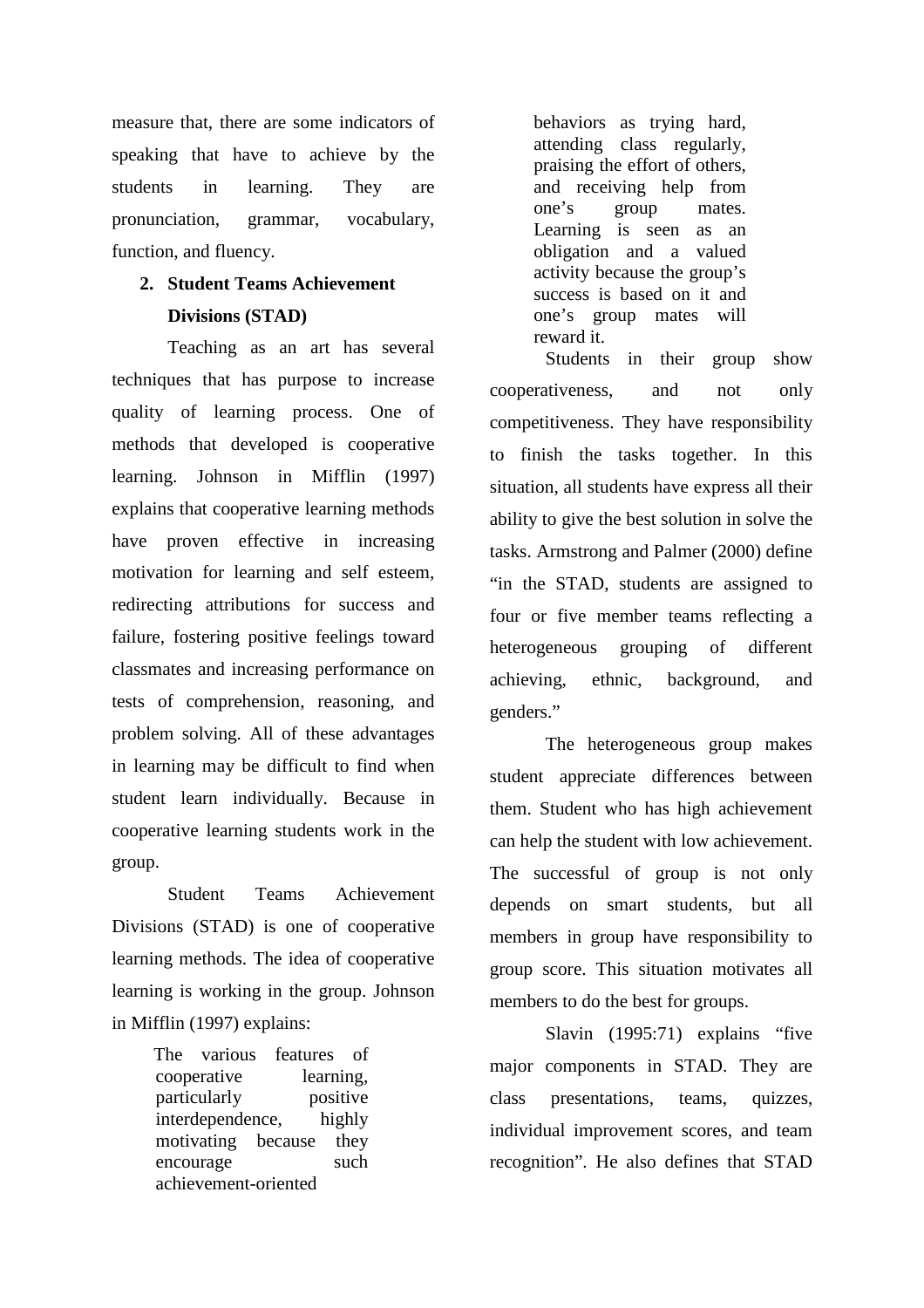measure that, there are some indicators of speaking that have to achieve by the students in learning. They are pronunciation, grammar, vocabulary, function, and fluency.

2. **Student Teams Achievement Divisions (STAD)**

Teaching as an art has several techniques that has purpose to increase quality of learning process. One of methods that developed is cooperative learning. Johnson in Mifflin (1997) explains that cooperative learning methods have proven effective in increasing motivation for learning and self esteem, redirecting attributions for success and failure, fostering positive feelings toward classmates and increasing performance on tests of comprehension, reasoning, and problem solving. All of these advantages in learning may be difficult to find when student learn individually. Because in cooperative learning students work in the group.

Student Teams Achievement Divisions (STAD) is one of cooperative learning methods. The idea of cooperative learning is working in the group. Johnson in Mifflin (1997) explains:

> The various features of cooperative learning, particularly positive interdependence, highly motivating because they encourage such achievement-oriented behaviors as trying hard, attending class regularly, praising the effort of others, and receiving help from one's group mates. Learning is seen as an obligation and a valued activity because the group's success is based on it and one's group mates will reward it.

Students in their group show cooperativeness, and not only competitiveness. They have responsibility to finish the tasks together. In this situation, all students have express all their ability to give the best solution in solve the tasks. Armstrong and Palmer (2000) define "in the STAD, students are assigned to four or five member teams reflecting a heterogeneous grouping of different achieving, ethnic, background, and genders."

The heterogeneous group makes student appreciate differences between them. Student who has high achievement can help the student with low achievement. The successful of group is not only depends on smart students, but all members in group have responsibility to group score. This situation motivates all members to do the best for groups.

Slavin (1995:71) explains "five major components in STAD. They are class presentations, teams, quizzes, individual improvement scores, and team recognition". He also defines that STAD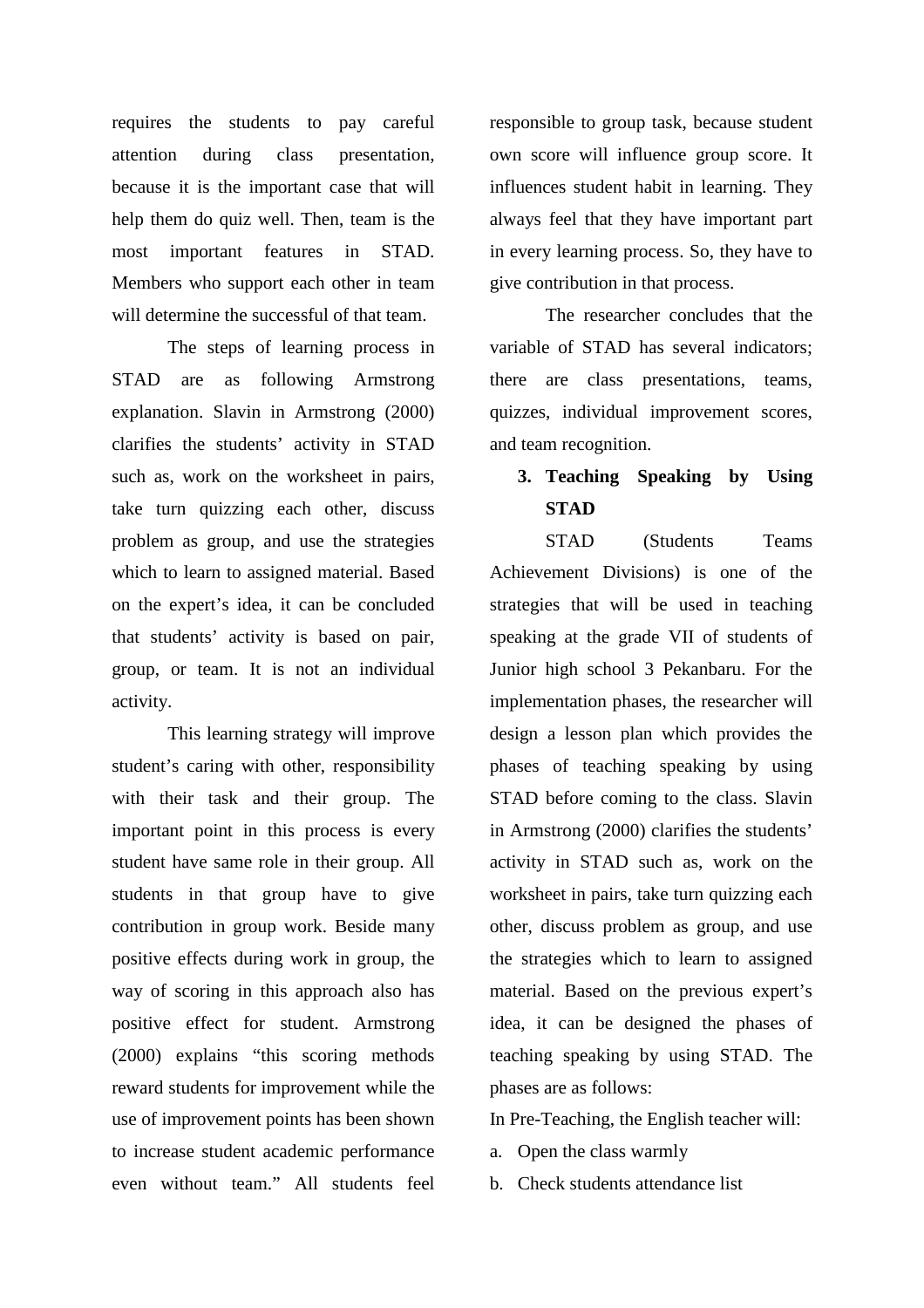requires the students to pay careful attention during class presentation, because it is the important case that will help them do quiz well. Then, team is the most important features in STAD. Members who support each other in team will determine the successful of that team.

The steps of learning process in STAD are as following Armstrong explanation. Slavin in Armstrong (2000) clarifies the students' activity in STAD such as, work on the worksheet in pairs, take turn quizzing each other, discuss problem as group, and use the strategies which to learn to assigned material. Based on the expert's idea, it can be concluded that students' activity is based on pair, group, or team. It is not an individual activity.

This learning strategy will improve student's caring with other, responsibility with their task and their group. The important point in this process is every student have same role in their group. All students in that group have to give contribution in group work. Beside many positive effects during work in group, the way of scoring in this approach also has positive effect for student. Armstrong (2000) explains "this scoring methods reward students for improvement while the use of improvement points has been shown to increase student academic performance even without team." All students feel responsible to group task, because student own score will influence group score. It influences student habit in learning. They always feel that they have important part in every learning process. So, they have to give contribution in that process.

The researcher concludes that the variable of STAD has several indicators; there are class presentations, teams, quizzes, individual improvement scores, and team recognition.

**3. Teaching Speaking by Using STAD**

STAD (Students Teams Achievement Divisions) is one of the strategies that will be used in teaching speaking at the grade VII of students of Junior high school 3 Pekanbaru. For the implementation phases, the researcher will design a lesson plan which provides the phases of teaching speaking by using STAD before coming to the class. Slavin in Armstrong (2000) clarifies the students' activity in STAD such as, work on the worksheet in pairs, take turn quizzing each other, discuss problem as group, and use the strategies which to learn to assigned material. Based on the previous expert's idea, it can be designed the phases of teaching speaking by using STAD. The phases are as follows:

In Pre-Teaching, the English teacher will:

a. Open the class warmly
b. Check students attendance list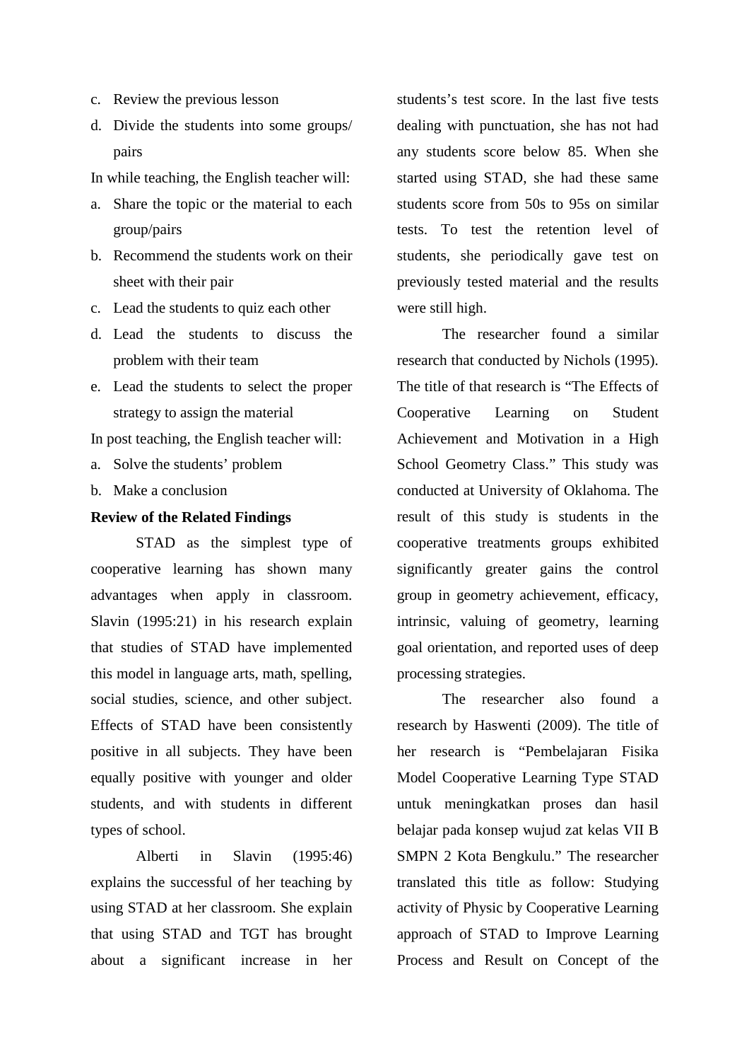c. Review the previous lesson
d. Divide the students into some groups/ pairs

In while teaching, the English teacher will:

a. Share the topic or the material to each group/pairs
b. Recommend the students work on their sheet with their pair
c. Lead the students to quiz each other
d. Lead the students to discuss the problem with their team
e. Lead the students to select the proper strategy to assign the material

In post teaching, the English teacher will:

a. Solve the students' problem
b. Make a conclusion

**Review of the Related Findings**

STAD as the simplest type of cooperative learning has shown many advantages when apply in classroom. Slavin (1995:21) in his research explain that studies of STAD have implemented this model in language arts, math, spelling, social studies, science, and other subject. Effects of STAD have been consistently positive in all subjects. They have been equally positive with younger and older students, and with students in different types of school.

Alberti in Slavin (1995:46) explains the successful of her teaching by using STAD at her classroom. She explain that using STAD and TGT has brought about a significant increase in her students's test score. In the last five tests dealing with punctuation, she has not had any students score below 85. When she started using STAD, she had these same students score from 50s to 95s on similar tests. To test the retention level of students, she periodically gave test on previously tested material and the results were still high.

The researcher found a similar research that conducted by Nichols (1995). The title of that research is "The Effects of Cooperative Learning on Student Achievement and Motivation in a High School Geometry Class." This study was conducted at University of Oklahoma. The result of this study is students in the cooperative treatments groups exhibited significantly greater gains the control group in geometry achievement, efficacy, intrinsic, valuing of geometry, learning goal orientation, and reported uses of deep processing strategies.

The researcher also found a research by Haswenti (2009). The title of her research is "Pembelajaran Fisika Model Cooperative Learning Type STAD untuk meningkatkan proses dan hasil belajar pada konsep wujud zat kelas VII B SMPN 2 Kota Bengkulu." The researcher translated this title as follow: Studying activity of Physic by Cooperative Learning approach of STAD to Improve Learning Process and Result on Concept of the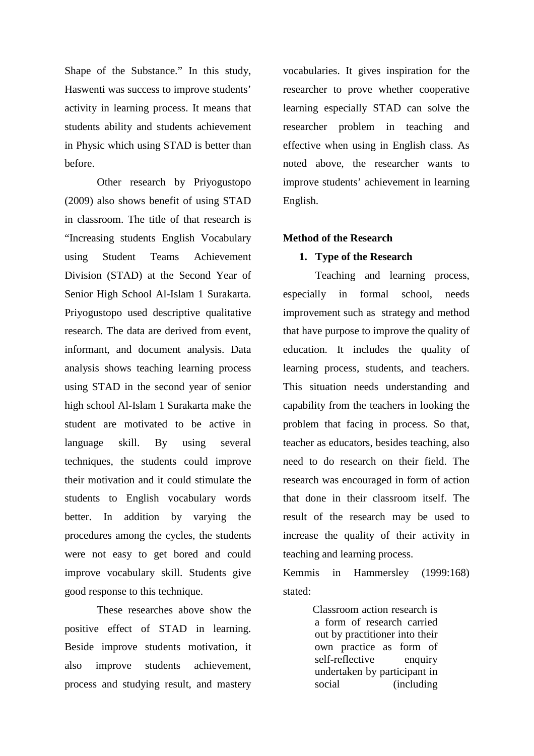Shape of the Substance." In this study, Haswenti was success to improve students' activity in learning process. It means that students ability and students achievement in Physic which using STAD is better than before.

Other research by Priyogustopo (2009) also shows benefit of using STAD in classroom. The title of that research is "Increasing students English Vocabulary using Student Teams Achievement Division (STAD) at the Second Year of Senior High School Al-Islam 1 Surakarta. Priyogustopo used descriptive qualitative research. The data are derived from event, informant, and document analysis. Data analysis shows teaching learning process using STAD in the second year of senior high school Al-Islam 1 Surakarta make the student are motivated to be active in language skill. By using several techniques, the students could improve their motivation and it could stimulate the students to English vocabulary words better. In addition by varying the procedures among the cycles, the students were not easy to get bored and could improve vocabulary skill. Students give good response to this technique.

These researches above show the positive effect of STAD in learning. Beside improve students motivation, it also improve students achievement, process and studying result, and mastery vocabularies. It gives inspiration for the researcher to prove whether cooperative learning especially STAD can solve the researcher problem in teaching and effective when using in English class. As noted above, the researcher wants to improve students' achievement in learning English.

## Method of the Research

### 1. Type of the Research

Teaching and learning process, especially in formal school, needs improvement such as strategy and method that have purpose to improve the quality of education. It includes the quality of learning process, students, and teachers. This situation needs understanding and capability from the teachers in looking the problem that facing in process. So that, teacher as educators, besides teaching, also need to do research on their field. The research was encouraged in form of action that done in their classroom itself. The result of the research may be used to increase the quality of their activity in teaching and learning process.

Kemmis in Hammersley (1999:168) stated:

> Classroom action research is a form of research carried out by practitioner into their own practice as form of self-reflective enquiry undertaken by participant in social (including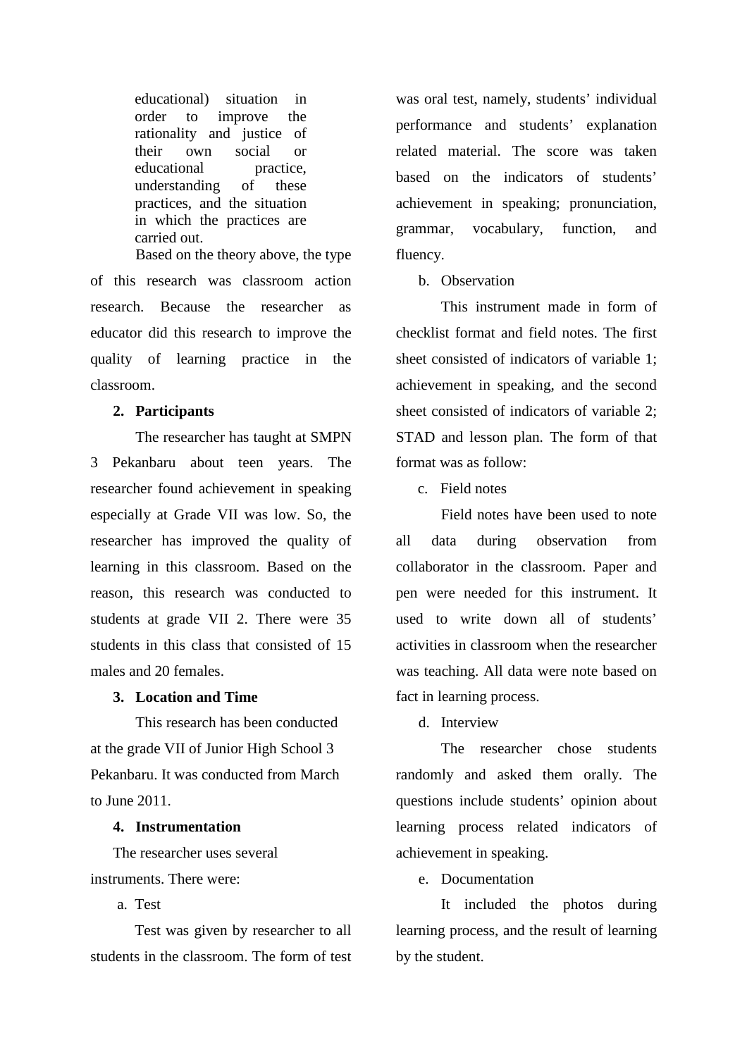> educational) situation in order to improve the rationality and justice of their own social or educational practice, understanding of these practices, and the situation in which the practices are carried out.

Based on the theory above, the type of this research was classroom action research. Because the researcher as educator did this research to improve the quality of learning practice in the classroom.

**2. Participants**

The researcher has taught at SMPN 3 Pekanbaru about teen years. The researcher found achievement in speaking especially at Grade VII was low. So, the researcher has improved the quality of learning in this classroom. Based on the reason, this research was conducted to students at grade VII 2. There were 35 students in this class that consisted of 15 males and 20 females.

**3. Location and Time**

This research has been conducted at the grade VII of Junior High School 3 Pekanbaru. It was conducted from March to June 2011.

**4. Instrumentation**

The researcher uses several instruments. There were:

a. Test

Test was given by researcher to all students in the classroom. The form of test was oral test, namely, students' individual performance and students' explanation related material. The score was taken based on the indicators of students' achievement in speaking; pronunciation, grammar, vocabulary, function, and fluency.

b. Observation

This instrument made in form of checklist format and field notes. The first sheet consisted of indicators of variable 1; achievement in speaking, and the second sheet consisted of indicators of variable 2; STAD and lesson plan. The form of that format was as follow:

c. Field notes

Field notes have been used to note all data during observation from collaborator in the classroom. Paper and pen were needed for this instrument. It used to write down all of students' activities in classroom when the researcher was teaching. All data were note based on fact in learning process.

d. Interview

The researcher chose students randomly and asked them orally. The questions include students' opinion about learning process related indicators of achievement in speaking.

e. Documentation

It included the photos during learning process, and the result of learning by the student.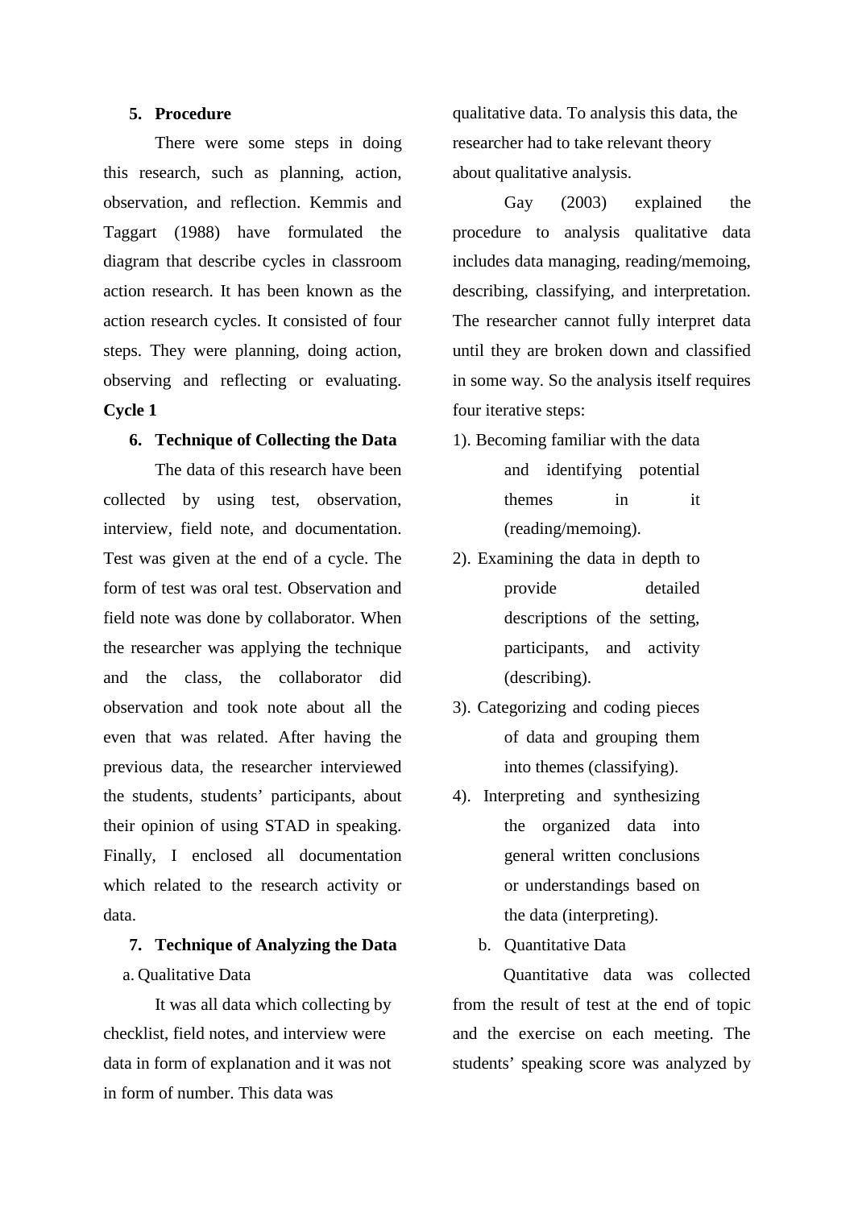5. **Procedure**

There were some steps in doing this research, such as planning, action, observation, and reflection. Kemmis and Taggart (1988) have formulated the diagram that describe cycles in classroom action research. It has been known as the action research cycles. It consisted of four steps. They were planning, doing action, observing and reflecting or evaluating. **Cycle 1**

6. **Technique of Collecting the Data**

The data of this research have been collected by using test, observation, interview, field note, and documentation. Test was given at the end of a cycle. The form of test was oral test. Observation and field note was done by collaborator. When the researcher was applying the technique and the class, the collaborator did observation and took note about all the even that was related. After having the previous data, the researcher interviewed the students, students' participants, about their opinion of using STAD in speaking. Finally, I enclosed all documentation which related to the research activity or data.

7. **Technique of Analyzing the Data**

a. Qualitative Data

It was all data which collecting by checklist, field notes, and interview were data in form of explanation and it was not in form of number. This data was qualitative data. To analysis this data, the researcher had to take relevant theory about qualitative analysis.

Gay (2003) explained the procedure to analysis qualitative data includes data managing, reading/memoing, describing, classifying, and interpretation. The researcher cannot fully interpret data until they are broken down and classified in some way. So the analysis itself requires four iterative steps:

1). Becoming familiar with the data and identifying potential themes in it (reading/memoing).

2). Examining the data in depth to provide detailed descriptions of the setting, participants, and activity (describing).

3). Categorizing and coding pieces of data and grouping them into themes (classifying).

4). Interpreting and synthesizing the organized data into general written conclusions or understandings based on the data (interpreting).

b. Quantitative Data

Quantitative data was collected from the result of test at the end of topic and the exercise on each meeting. The students' speaking score was analyzed by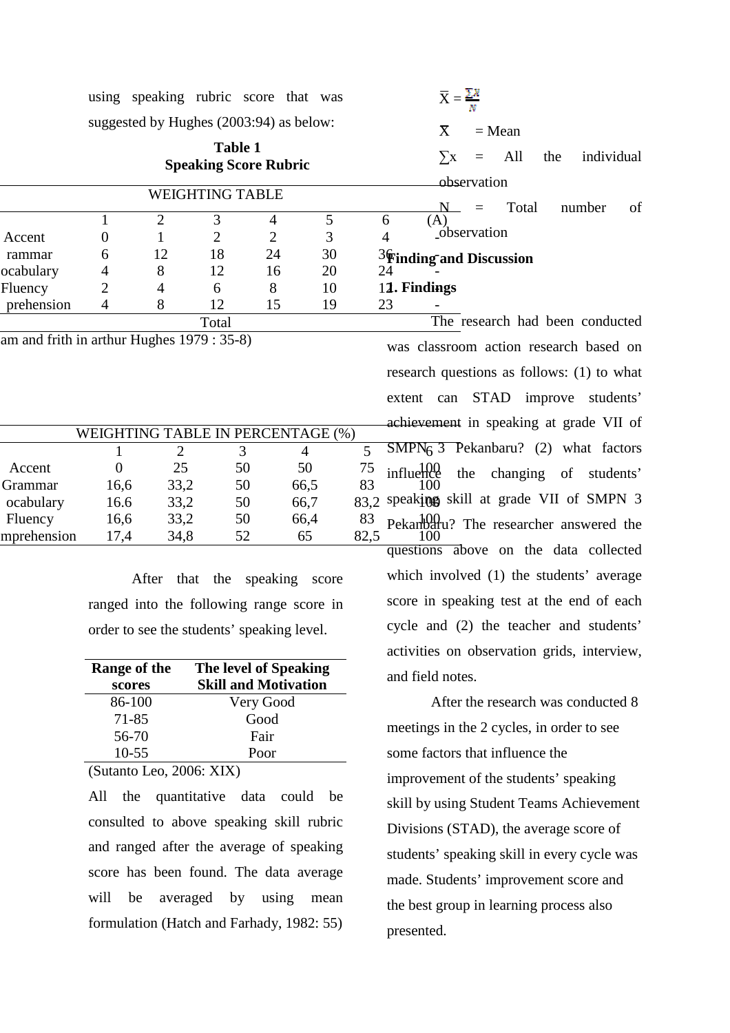using speaking rubric score that was suggested by Hughes (2003:94) as below:

**Table 1**
**Speaking Score Rubric**

| WEIGHTING TABLE | | | | | | | |
|---|---|---|---|---|---|---|---|
| | 1 | 2 | 3 | 4 | 5 | 6 | (A) |
| Accent | 0 | 1 | 2 | 2 | 3 | 4 | - |
| rammar | 6 | 12 | 18 | 24 | 30 | 36 | - |
| ocabulary | 4 | 8 | 12 | 16 | 20 | 24 | - |
| Fluency | 2 | 4 | 6 | 8 | 10 | 12 | - |
| prehension | 4 | 8 | 12 | 15 | 19 | 23 | - |
| Total | | | | | | | |

am and frith in arthur Hughes 1979 : 35-8)

| WEIGHTING TABLE IN PERCENTAGE (%) | | | | | | |
|---|---|---|---|---|---|---|
| | 1 | 2 | 3 | 4 | 5 | 6 |
| Accent | 0 | 25 | 50 | 50 | 75 | 100 |
| Grammar | 16,6 | 33,2 | 50 | 66,5 | 83 | 100 |
| ocabulary | 16.6 | 33,2 | 50 | 66,7 | 83,2 | 100 |
| Fluency | 16,6 | 33,2 | 50 | 66,4 | 83 | 100 |
| mprehension | 17,4 | 34,8 | 52 | 65 | 82,5 | 100 |

After that the speaking score ranged into the following range score in order to see the students' speaking level.

| Range of the scores | The level of Speaking Skill and Motivation |
|---|---|
| 86-100 | Very Good |
| 71-85 | Good |
| 56-70 | Fair |
| 10-55 | Poor |

(Sutanto Leo, 2006: XIX)

All the quantitative data could be consulted to above speaking skill rubric and ranged after the average of speaking score has been found. The data average will be averaged by using mean formulation (Hatch and Farhady, 1982: 55)

$$\overline{X} = \frac{\sum x}{N}$$

$\overline{X}$ = Mean

$\sum x$ = All the individual observation

N = Total number of observation

## Finding and Discussion

### 1. Findings

The research had been conducted was classroom action research based on research questions as follows: (1) to what extent can STAD improve students' achievement in speaking at grade VII of SMPN 3 Pekanbaru? (2) what factors influence the changing of students' speaking skill at grade VII of SMPN 3 Pekanbaru? The researcher answered the questions above on the data collected which involved (1) the students' average score in speaking test at the end of each cycle and (2) the teacher and students' activities on observation grids, interview, and field notes.

After the research was conducted 8 meetings in the 2 cycles, in order to see some factors that influence the improvement of the students' speaking skill by using Student Teams Achievement Divisions (STAD), the average score of students' speaking skill in every cycle was made. Students' improvement score and the best group in learning process also presented.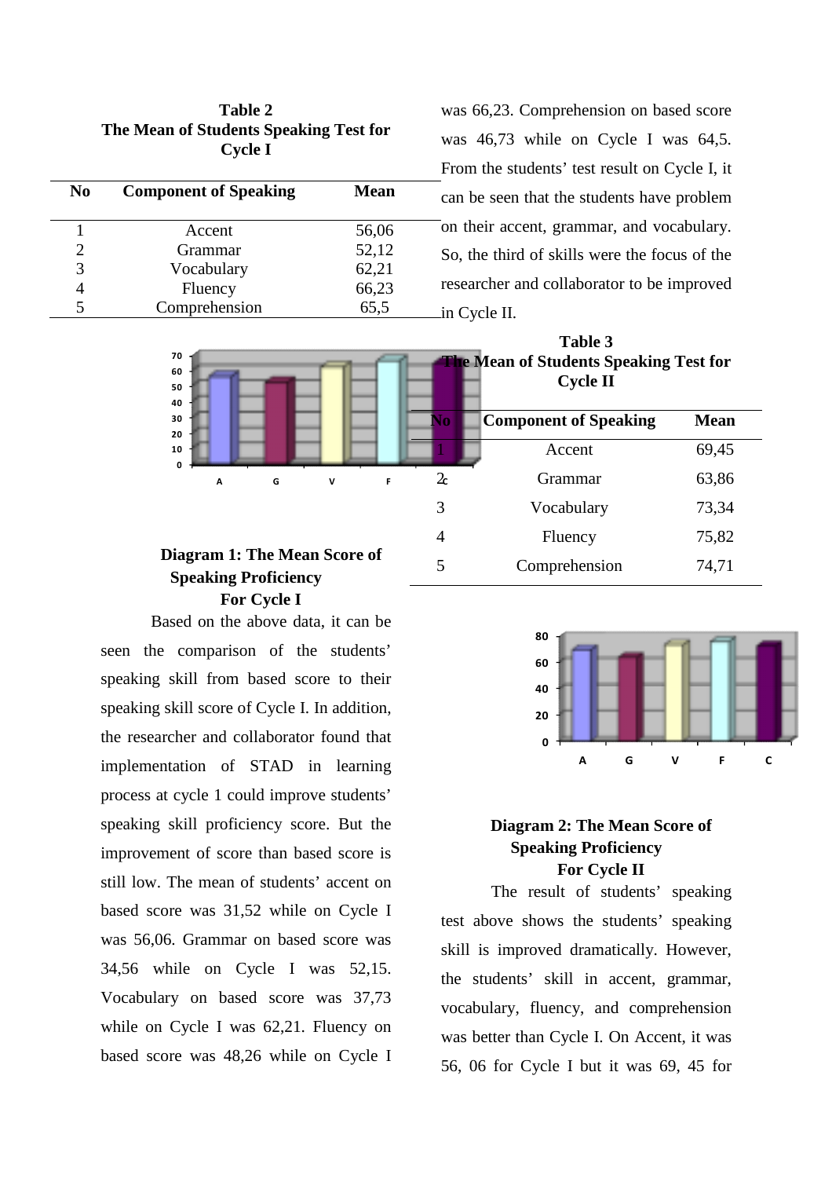**Table 2**
**The Mean of Students Speaking Test for Cycle I**

| No | Component of Speaking | Mean |
|---|---|---|
| 1 | Accent | 56,06 |
| 2 | Grammar | 52,12 |
| 3 | Vocabulary | 62,21 |
| 4 | Fluency | 66,23 |
| 5 | Comprehension | 65,5 |

**Diagram 1: The Mean Score of Speaking Proficiency For Cycle I**

Based on the above data, it can be seen the comparison of the students' speaking skill from based score to their speaking skill score of Cycle I. In addition, the researcher and collaborator found that implementation of STAD in learning process at cycle 1 could improve students' speaking skill proficiency score. But the improvement of score than based score is still low. The mean of students' accent on based score was 31,52 while on Cycle I was 56,06. Grammar on based score was 34,56 while on Cycle I was 52,15. Vocabulary on based score was 37,73 while on Cycle I was 62,21. Fluency on based score was 48,26 while on Cycle I was 66,23. Comprehension on based score was 46,73 while on Cycle I was 64,5. From the students' test result on Cycle I, it can be seen that the students have problem on their accent, grammar, and vocabulary. So, the third of skills were the focus of the researcher and collaborator to be improved in Cycle II.

**Table 3**
**The Mean of Students Speaking Test for Cycle II**

| No | Component of Speaking | Mean |
|---|---|---|
| 1 | Accent | 69,45 |
| 2 | Grammar | 63,86 |
| 3 | Vocabulary | 73,34 |
| 4 | Fluency | 75,82 |
| 5 | Comprehension | 74,71 |

**Diagram 2: The Mean Score of Speaking Proficiency For Cycle II**

The result of students' speaking test above shows the students' speaking skill is improved dramatically. However, the students' skill in accent, grammar, vocabulary, fluency, and comprehension was better than Cycle I. On Accent, it was 56, 06 for Cycle I but it was 69, 45 for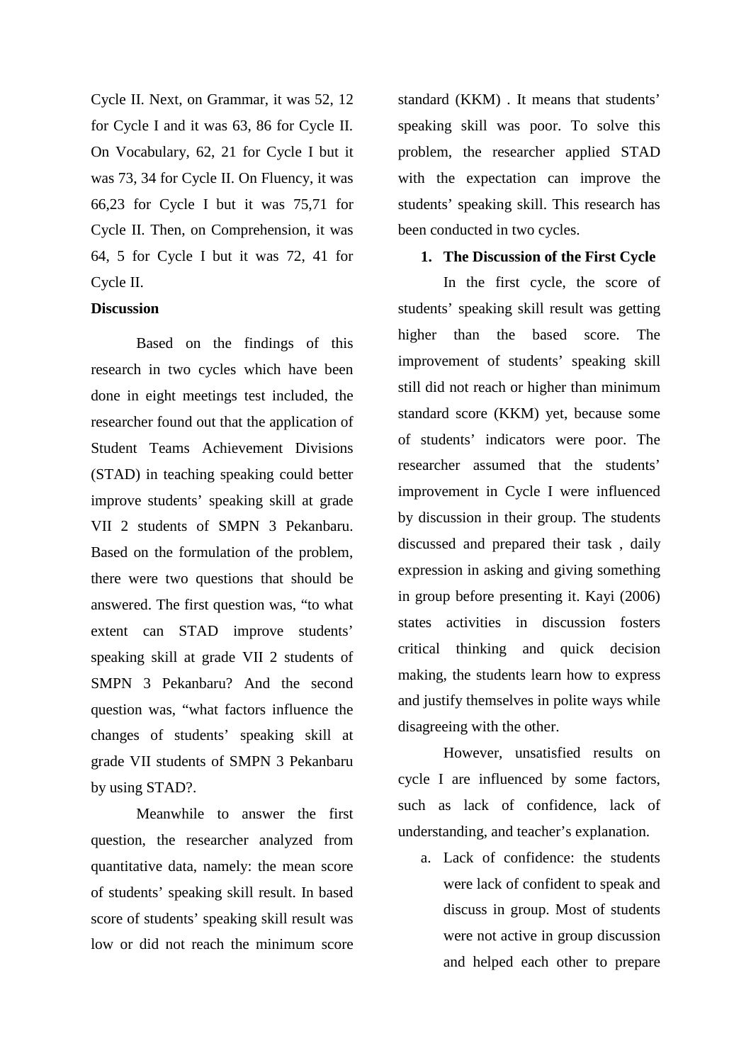Cycle II. Next, on Grammar, it was 52, 12 for Cycle I and it was 63, 86 for Cycle II. On Vocabulary, 62, 21 for Cycle I but it was 73, 34 for Cycle II. On Fluency, it was 66,23 for Cycle I but it was 75,71 for Cycle II. Then, on Comprehension, it was 64, 5 for Cycle I but it was 72, 41 for Cycle II.

**Discussion**

Based on the findings of this research in two cycles which have been done in eight meetings test included, the researcher found out that the application of Student Teams Achievement Divisions (STAD) in teaching speaking could better improve students' speaking skill at grade VII 2 students of SMPN 3 Pekanbaru. Based on the formulation of the problem, there were two questions that should be answered. The first question was, "to what extent can STAD improve students' speaking skill at grade VII 2 students of SMPN 3 Pekanbaru? And the second question was, "what factors influence the changes of students' speaking skill at grade VII students of SMPN 3 Pekanbaru by using STAD?.

Meanwhile to answer the first question, the researcher analyzed from quantitative data, namely: the mean score of students' speaking skill result. In based score of students' speaking skill result was low or did not reach the minimum score standard (KKM) . It means that students' speaking skill was poor. To solve this problem, the researcher applied STAD with the expectation can improve the students' speaking skill. This research has been conducted in two cycles.

1. **The Discussion of the First Cycle**

In the first cycle, the score of students' speaking skill result was getting higher than the based score. The improvement of students' speaking skill still did not reach or higher than minimum standard score (KKM) yet, because some of students' indicators were poor. The researcher assumed that the students' improvement in Cycle I were influenced by discussion in their group. The students discussed and prepared their task , daily expression in asking and giving something in group before presenting it. Kayi (2006) states activities in discussion fosters critical thinking and quick decision making, the students learn how to express and justify themselves in polite ways while disagreeing with the other.

However, unsatisfied results on cycle I are influenced by some factors, such as lack of confidence, lack of understanding, and teacher's explanation.

a. Lack of confidence: the students were lack of confident to speak and discuss in group. Most of students were not active in group discussion and helped each other to prepare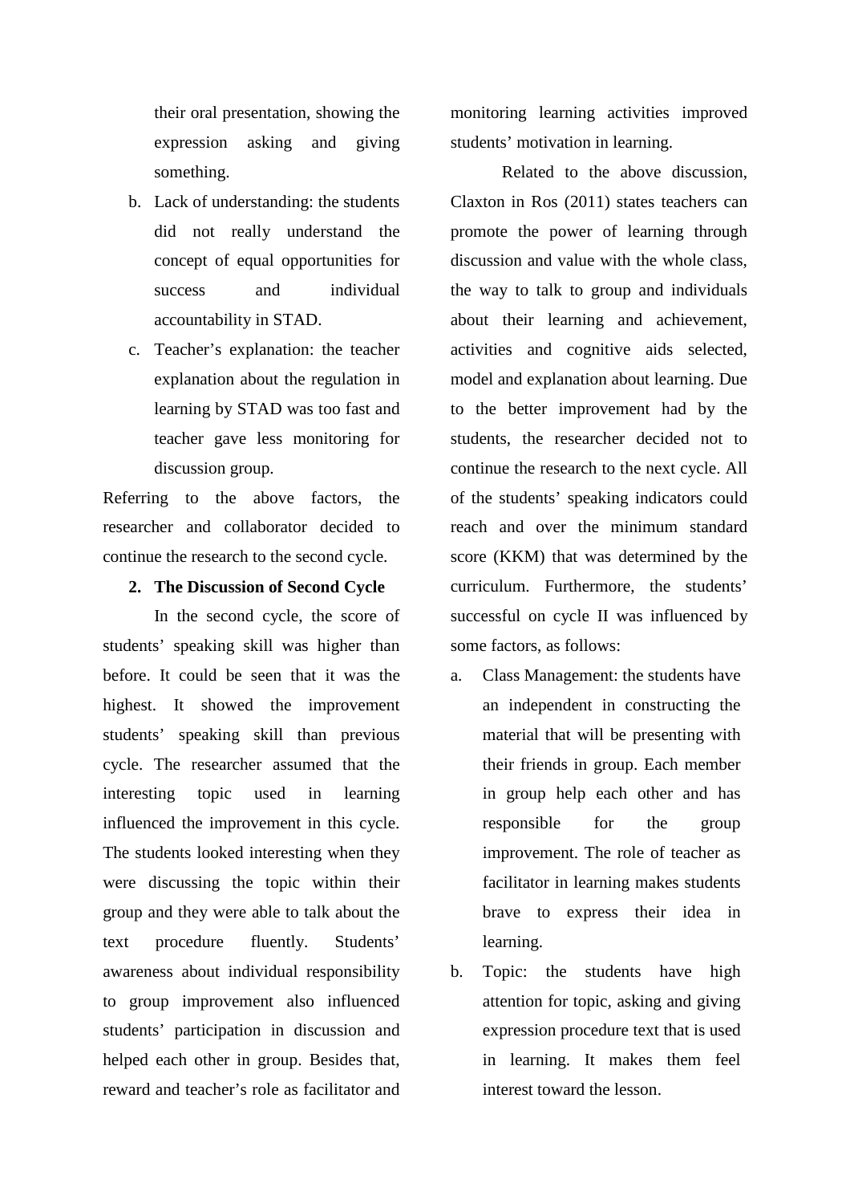their oral presentation, showing the expression asking and giving something.

b. Lack of understanding: the students did not really understand the concept of equal opportunities for success and individual accountability in STAD.
c. Teacher's explanation: the teacher explanation about the regulation in learning by STAD was too fast and teacher gave less monitoring for discussion group.

Referring to the above factors, the researcher and collaborator decided to continue the research to the second cycle.

**2. The Discussion of Second Cycle**

In the second cycle, the score of students' speaking skill was higher than before. It could be seen that it was the highest. It showed the improvement students' speaking skill than previous cycle. The researcher assumed that the interesting topic used in learning influenced the improvement in this cycle. The students looked interesting when they were discussing the topic within their group and they were able to talk about the text procedure fluently. Students' awareness about individual responsibility to group improvement also influenced students' participation in discussion and helped each other in group. Besides that, reward and teacher's role as facilitator and monitoring learning activities improved students' motivation in learning.

Related to the above discussion, Claxton in Ros (2011) states teachers can promote the power of learning through discussion and value with the whole class, the way to talk to group and individuals about their learning and achievement, activities and cognitive aids selected, model and explanation about learning. Due to the better improvement had by the students, the researcher decided not to continue the research to the next cycle. All of the students' speaking indicators could reach and over the minimum standard score (KKM) that was determined by the curriculum. Furthermore, the students' successful on cycle II was influenced by some factors, as follows:

a. Class Management: the students have an independent in constructing the material that will be presenting with their friends in group. Each member in group help each other and has responsible for the group improvement. The role of teacher as facilitator in learning makes students brave to express their idea in learning.
b. Topic: the students have high attention for topic, asking and giving expression procedure text that is used in learning. It makes them feel interest toward the lesson.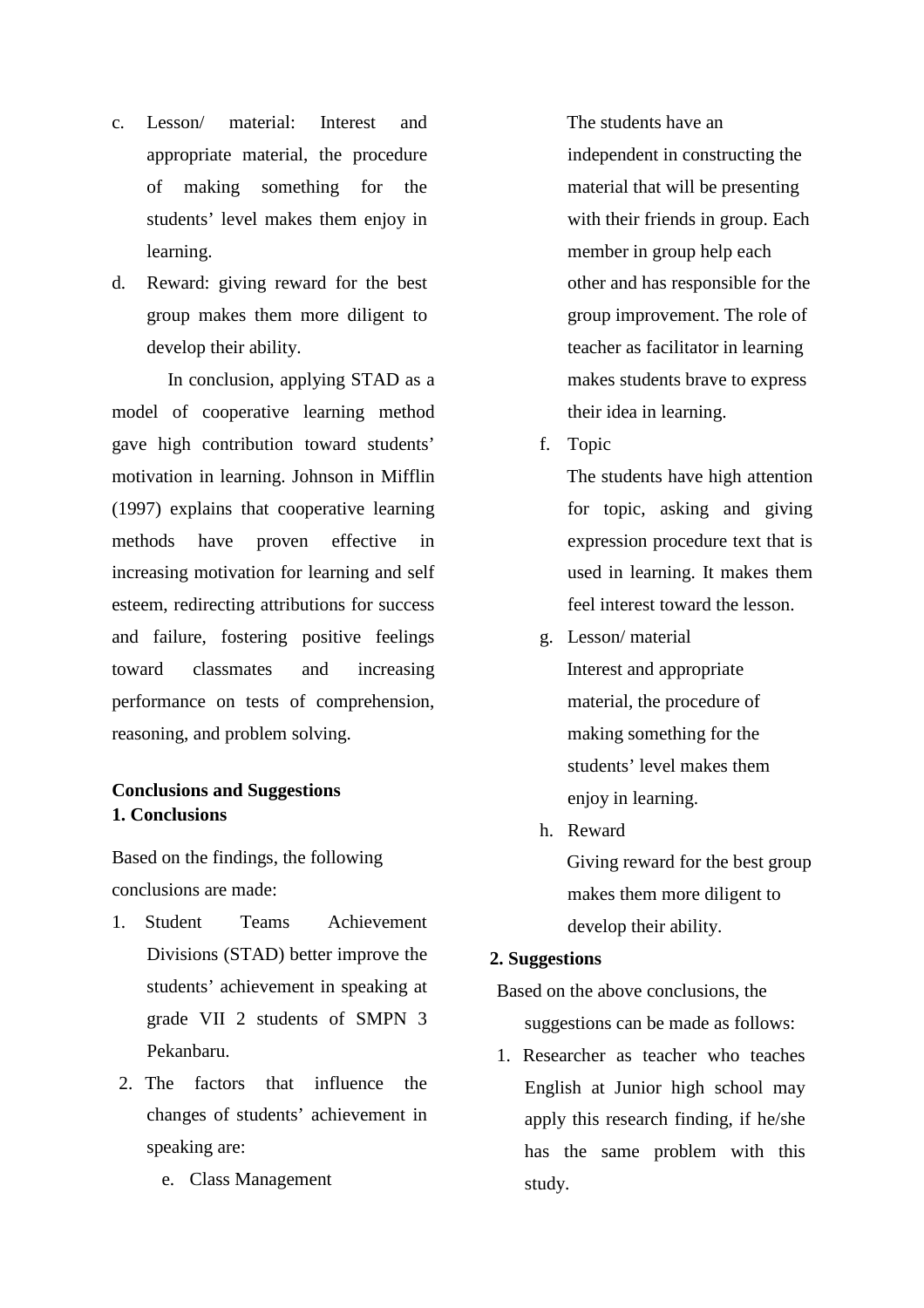c. Lesson/ material: Interest and appropriate material, the procedure of making something for the students' level makes them enjoy in learning.
d. Reward: giving reward for the best group makes them more diligent to develop their ability.

In conclusion, applying STAD as a model of cooperative learning method gave high contribution toward students' motivation in learning. Johnson in Mifflin (1997) explains that cooperative learning methods have proven effective in increasing motivation for learning and self esteem, redirecting attributions for success and failure, fostering positive feelings toward classmates and increasing performance on tests of comprehension, reasoning, and problem solving.

## Conclusions and Suggestions

### 1. Conclusions

Based on the findings, the following conclusions are made:

1. Student Teams Achievement Divisions (STAD) better improve the students' achievement in speaking at grade VII 2 students of SMPN 3 Pekanbaru.
2. The factors that influence the changes of students' achievement in speaking are:
   e. Class Management
   The students have an independent in constructing the material that will be presenting with their friends in group. Each member in group help each other and has responsible for the group improvement. The role of teacher as facilitator in learning makes students brave to express their idea in learning.
   f. Topic
   The students have high attention for topic, asking and giving expression procedure text that is used in learning. It makes them feel interest toward the lesson.
   g. Lesson/ material
   Interest and appropriate material, the procedure of making something for the students' level makes them enjoy in learning.
   h. Reward
   Giving reward for the best group makes them more diligent to develop their ability.

### 2. Suggestions

Based on the above conclusions, the suggestions can be made as follows:

1. Researcher as teacher who teaches English at Junior high school may apply this research finding, if he/she has the same problem with this study.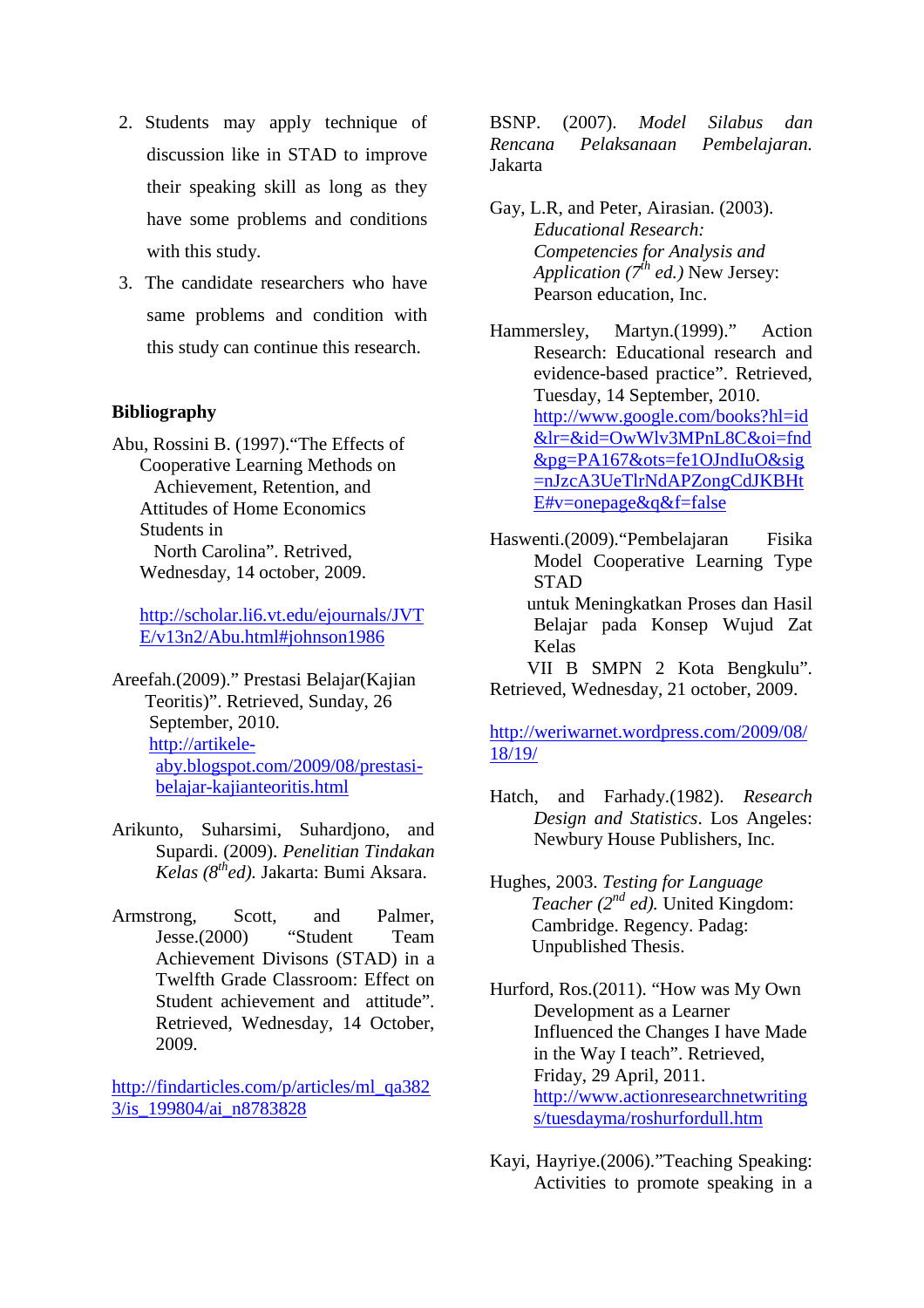2. Students may apply technique of discussion like in STAD to improve their speaking skill as long as they have some problems and conditions with this study.
3. The candidate researchers who have same problems and condition with this study can continue this research.

**Bibliography**

Abu, Rossini B. (1997).“The Effects of Cooperative Learning Methods on Achievement, Retention, and Attitudes of Home Economics Students in North Carolina”. Retrived, Wednesday, 14 october, 2009.

http://scholar.li6.vt.edu/ejournals/JVTE/v13n2/Abu.html#johnson1986

Areefah.(2009).” Prestasi Belajar(Kajian Teoritis)”. Retrieved, Sunday, 26 September, 2010. http://artikele-aby.blogspot.com/2009/08/prestasi-belajar-kajianteoritis.html

Arikunto, Suharsimi, Suhardjono, and Supardi. (2009). *Penelitian Tindakan Kelas (8thed).* Jakarta: Bumi Aksara.

Armstrong, Scott, and Palmer, Jesse.(2000) “Student Team Achievement Divisons (STAD) in a Twelfth Grade Classroom: Effect on Student achievement and attitude”. Retrieved, Wednesday, 14 October, 2009.

http://findarticles.com/p/articles/ml_qa3823/is_199804/ai_n8783828

BSNP. (2007). *Model Silabus dan Rencana Pelaksanaan Pembelajaran.* Jakarta

Gay, L.R, and Peter, Airasian. (2003). *Educational Research: Competencies for Analysis and Application (7th ed.)* New Jersey: Pearson education, Inc.

Hammersley, Martyn.(1999).” Action Research: Educational research and evidence-based practice”. Retrieved, Tuesday, 14 September, 2010. http://www.google.com/books?hl=id&lr=&id=OwWlv3MPnL8C&oi=fnd&pg=PA167&ots=fe1OJndIuO&sig=nJzcA3UeTlrNdAPZongCdJKBHtE#v=onepage&q&f=false

Haswenti.(2009).“Pembelajaran Fisika Model Cooperative Learning Type STAD untuk Meningkatkan Proses dan Hasil Belajar pada Konsep Wujud Zat Kelas VII B SMPN 2 Kota Bengkulu”. Retrieved, Wednesday, 21 october, 2009.

http://weriwarnet.wordpress.com/2009/08/18/19/

Hatch, and Farhady.(1982). *Research Design and Statistics*. Los Angeles: Newbury House Publishers, Inc.

Hughes, 2003. *Testing for Language Teacher (2nd ed).* United Kingdom: Cambridge. Regency. Padag: Unpublished Thesis.

Hurford, Ros.(2011). “How was My Own Development as a Learner Influenced the Changes I have Made in the Way I teach”. Retrieved, Friday, 29 April, 2011. http://www.actionresearchnetwritings/tuesdayma/roshurfordull.htm

Kayi, Hayriye.(2006).”Teaching Speaking: Activities to promote speaking in a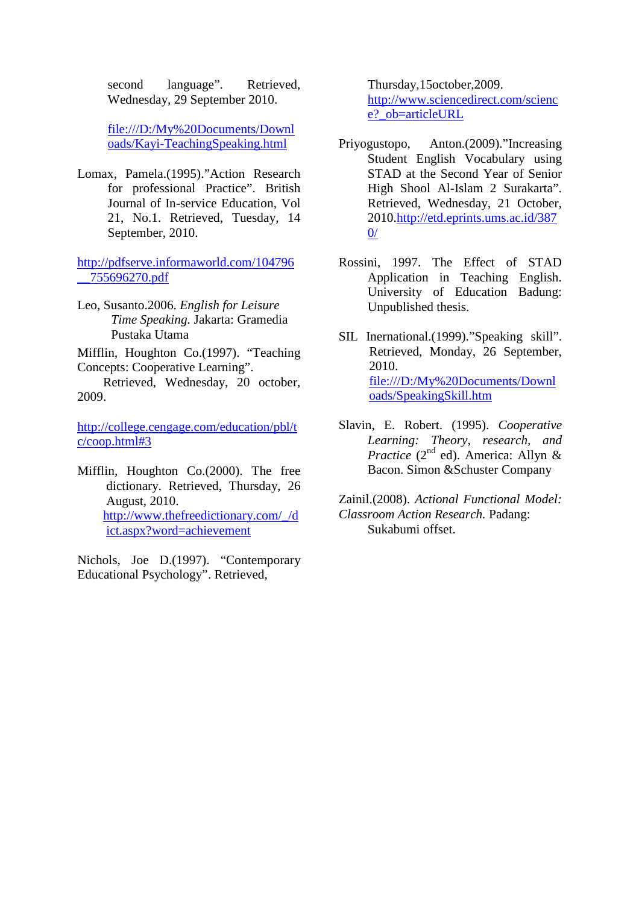second language". Retrieved, Wednesday, 29 September 2010.

file:///D:/My%20Documents/Downloads/Kayi-TeachingSpeaking.html

Lomax, Pamela.(1995)."Action Research for professional Practice". British Journal of In-service Education, Vol 21, No.1. Retrieved, Tuesday, 14 September, 2010.

http://pdfserve.informaworld.com/104796__755696270.pdf

Leo, Susanto.2006. *English for Leisure Time Speaking.* Jakarta: Gramedia Pustaka Utama

Mifflin, Houghton Co.(1997). "Teaching Concepts: Cooperative Learning". Retrieved, Wednesday, 20 october, 2009.

http://college.cengage.com/education/pbl/tc/coop.html#3

Mifflin, Houghton Co.(2000). The free dictionary. Retrieved, Thursday, 26 August, 2010. http://www.thefreedictionary.com/_/dict.aspx?word=achievement

Nichols, Joe D.(1997). "Contemporary Educational Psychology". Retrieved, Thursday,15october,2009. http://www.sciencedirect.com/science?_ob=articleURL

Priyogustopo, Anton.(2009)."Increasing Student English Vocabulary using STAD at the Second Year of Senior High Shool Al-Islam 2 Surakarta". Retrieved, Wednesday, 21 October, 2010.http://etd.eprints.ums.ac.id/3870/

Rossini, 1997. The Effect of STAD Application in Teaching English. University of Education Badung: Unpublished thesis.

SIL Inernational.(1999)."Speaking skill". Retrieved, Monday, 26 September, 2010. file:///D:/My%20Documents/Downloads/SpeakingSkill.htm

Slavin, E. Robert. (1995). *Cooperative Learning: Theory, research, and Practice* (2nd ed). America: Allyn & Bacon. Simon &Schuster Company

Zainil.(2008). *Actional Functional Model: Classroom Action Research.* Padang: Sukabumi offset.